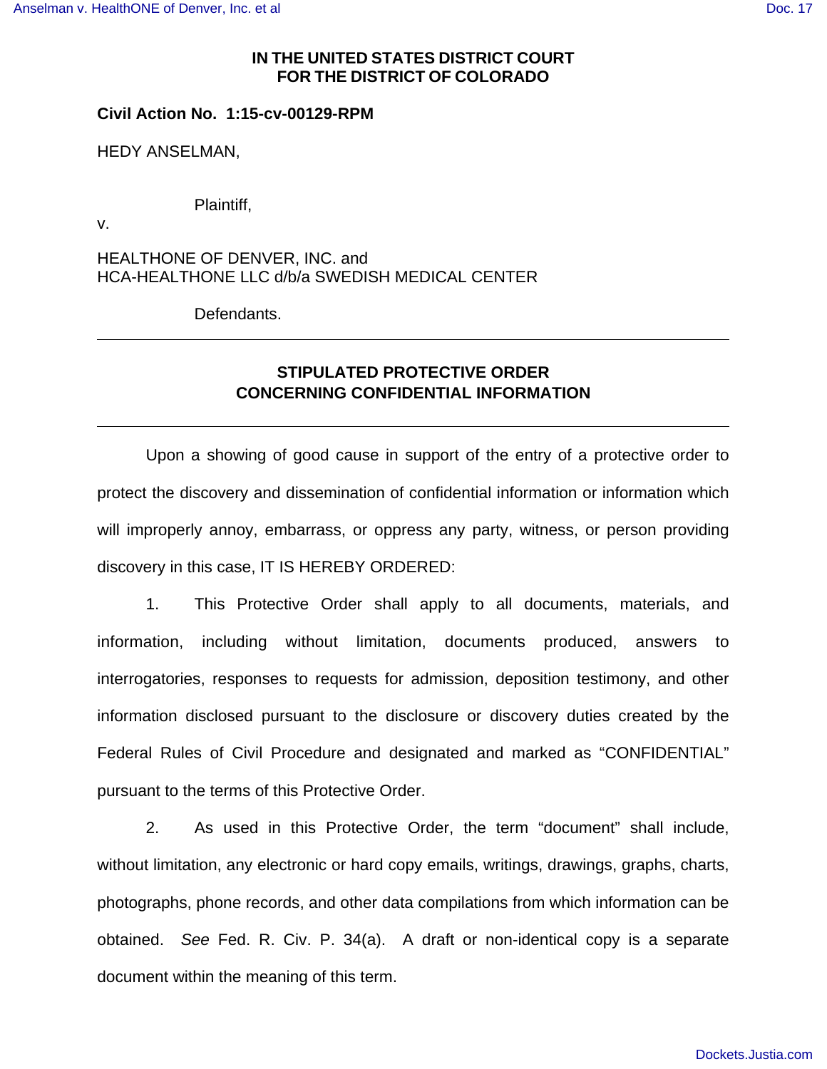**IN THE UNITED STATES DISTRICT COURT**
**FOR THE DISTRICT OF COLORADO**

**Civil Action No. 1:15-cv-00129-RPM**

HEDY ANSELMAN,

Plaintiff,

v.

HEALTHONE OF DENVER, INC. and
HCA-HEALTHONE LLC d/b/a SWEDISH MEDICAL CENTER

Defendants.

---

**STIPULATED PROTECTIVE ORDER**
**CONCERNING CONFIDENTIAL INFORMATION**

---

Upon a showing of good cause in support of the entry of a protective order to protect the discovery and dissemination of confidential information or information which will improperly annoy, embarrass, or oppress any party, witness, or person providing discovery in this case, IT IS HEREBY ORDERED:

1. This Protective Order shall apply to all documents, materials, and information, including without limitation, documents produced, answers to interrogatories, responses to requests for admission, deposition testimony, and other information disclosed pursuant to the disclosure or discovery duties created by the Federal Rules of Civil Procedure and designated and marked as "CONFIDENTIAL" pursuant to the terms of this Protective Order.

2. As used in this Protective Order, the term "document" shall include, without limitation, any electronic or hard copy emails, writings, drawings, graphs, charts, photographs, phone records, and other data compilations from which information can be obtained. *See* Fed. R. Civ. P. 34(a). A draft or non-identical copy is a separate document within the meaning of this term.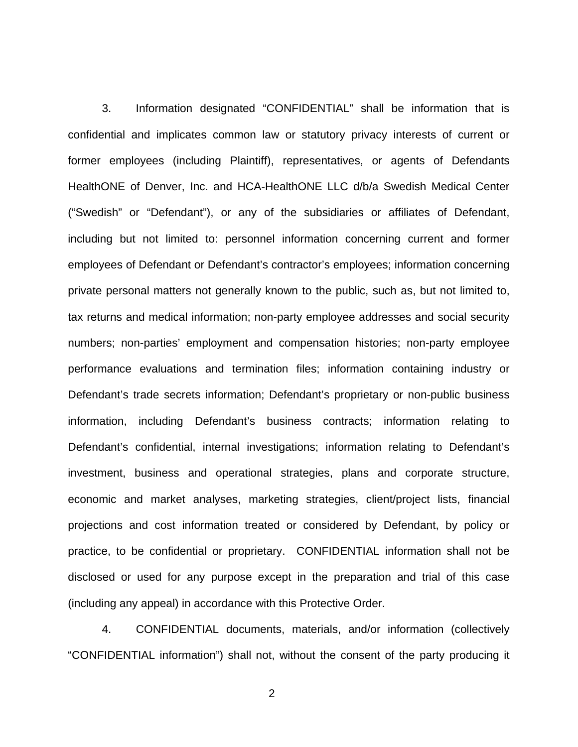3. Information designated “CONFIDENTIAL” shall be information that is confidential and implicates common law or statutory privacy interests of current or former employees (including Plaintiff), representatives, or agents of Defendants HealthONE of Denver, Inc. and HCA-HealthONE LLC d/b/a Swedish Medical Center (“Swedish” or “Defendant”), or any of the subsidiaries or affiliates of Defendant, including but not limited to: personnel information concerning current and former employees of Defendant or Defendant’s contractor’s employees; information concerning private personal matters not generally known to the public, such as, but not limited to, tax returns and medical information; non-party employee addresses and social security numbers; non-parties’ employment and compensation histories; non-party employee performance evaluations and termination files; information containing industry or Defendant’s trade secrets information; Defendant’s proprietary or non-public business information, including Defendant’s business contracts; information relating to Defendant’s confidential, internal investigations; information relating to Defendant’s investment, business and operational strategies, plans and corporate structure, economic and market analyses, marketing strategies, client/project lists, financial projections and cost information treated or considered by Defendant, by policy or practice, to be confidential or proprietary. CONFIDENTIAL information shall not be disclosed or used for any purpose except in the preparation and trial of this case (including any appeal) in accordance with this Protective Order.

4. CONFIDENTIAL documents, materials, and/or information (collectively “CONFIDENTIAL information”) shall not, without the consent of the party producing it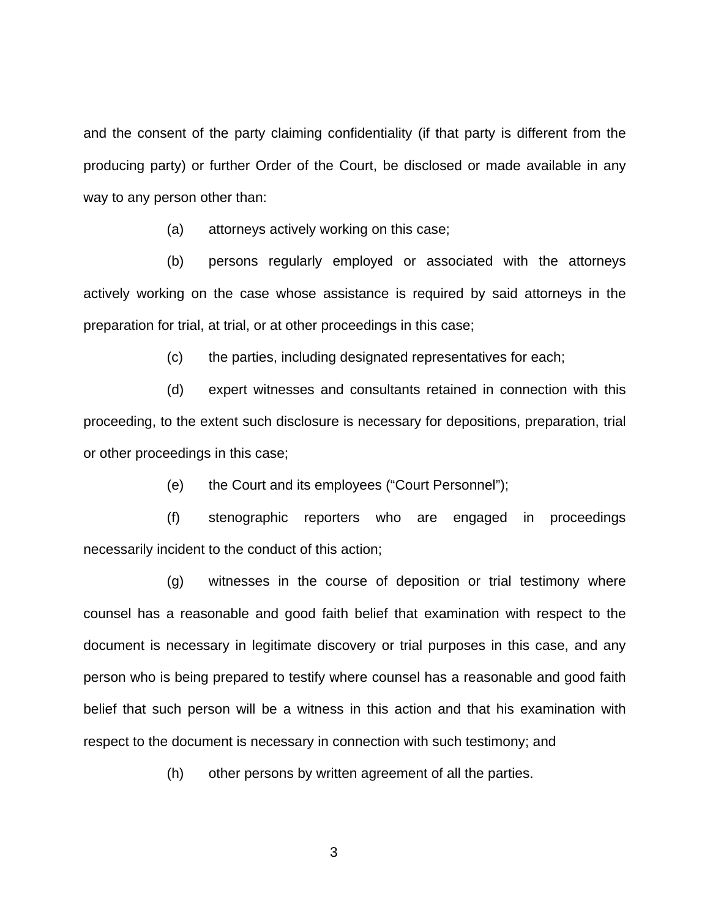and the consent of the party claiming confidentiality (if that party is different from the producing party) or further Order of the Court, be disclosed or made available in any way to any person other than:

(a) attorneys actively working on this case;

(b) persons regularly employed or associated with the attorneys actively working on the case whose assistance is required by said attorneys in the preparation for trial, at trial, or at other proceedings in this case;

(c) the parties, including designated representatives for each;

(d) expert witnesses and consultants retained in connection with this proceeding, to the extent such disclosure is necessary for depositions, preparation, trial or other proceedings in this case;

(e) the Court and its employees ("Court Personnel");

(f) stenographic reporters who are engaged in proceedings necessarily incident to the conduct of this action;

(g) witnesses in the course of deposition or trial testimony where counsel has a reasonable and good faith belief that examination with respect to the document is necessary in legitimate discovery or trial purposes in this case, and any person who is being prepared to testify where counsel has a reasonable and good faith belief that such person will be a witness in this action and that his examination with respect to the document is necessary in connection with such testimony; and

(h) other persons by written agreement of all the parties.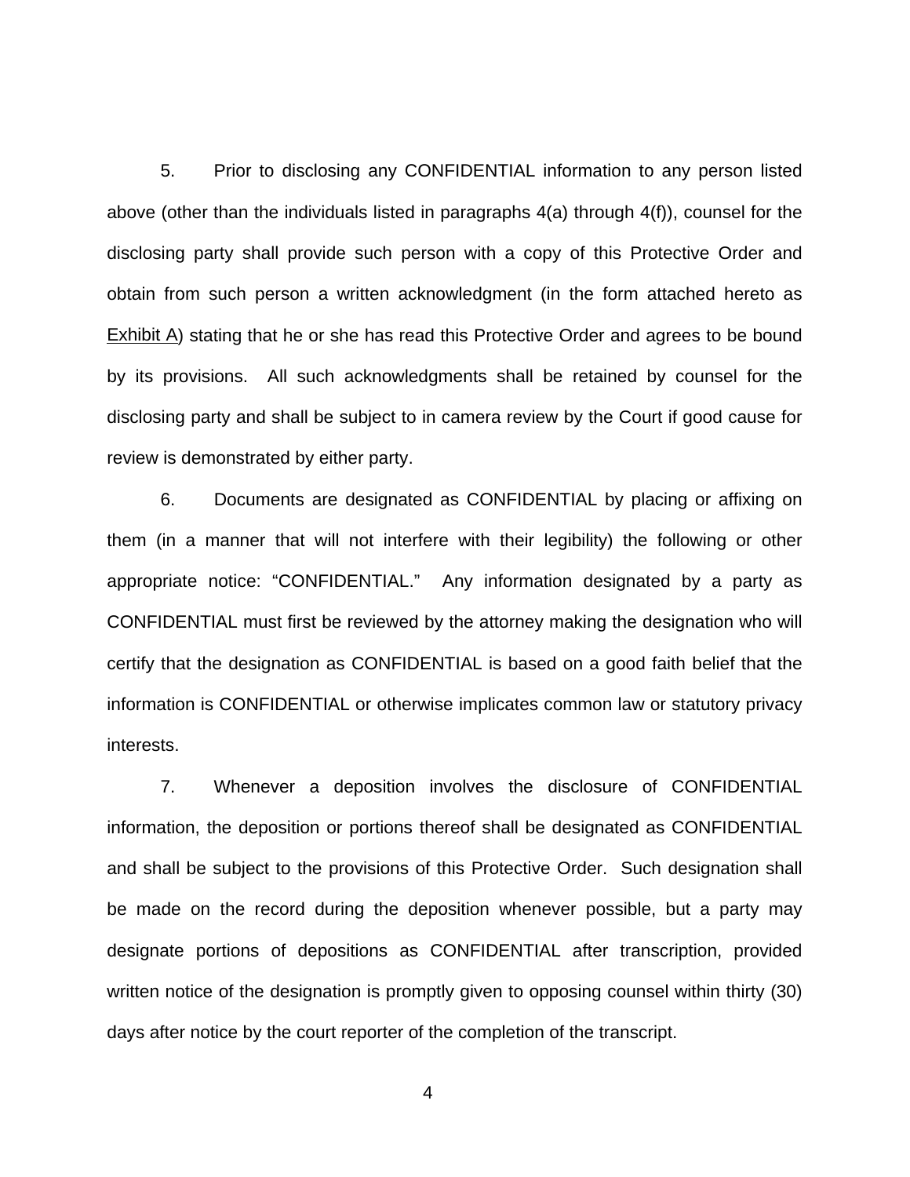5. Prior to disclosing any CONFIDENTIAL information to any person listed above (other than the individuals listed in paragraphs 4(a) through 4(f)), counsel for the disclosing party shall provide such person with a copy of this Protective Order and obtain from such person a written acknowledgment (in the form attached hereto as Exhibit A) stating that he or she has read this Protective Order and agrees to be bound by its provisions. All such acknowledgments shall be retained by counsel for the disclosing party and shall be subject to in camera review by the Court if good cause for review is demonstrated by either party.

6. Documents are designated as CONFIDENTIAL by placing or affixing on them (in a manner that will not interfere with their legibility) the following or other appropriate notice: "CONFIDENTIAL." Any information designated by a party as CONFIDENTIAL must first be reviewed by the attorney making the designation who will certify that the designation as CONFIDENTIAL is based on a good faith belief that the information is CONFIDENTIAL or otherwise implicates common law or statutory privacy interests.

7. Whenever a deposition involves the disclosure of CONFIDENTIAL information, the deposition or portions thereof shall be designated as CONFIDENTIAL and shall be subject to the provisions of this Protective Order. Such designation shall be made on the record during the deposition whenever possible, but a party may designate portions of depositions as CONFIDENTIAL after transcription, provided written notice of the designation is promptly given to opposing counsel within thirty (30) days after notice by the court reporter of the completion of the transcript.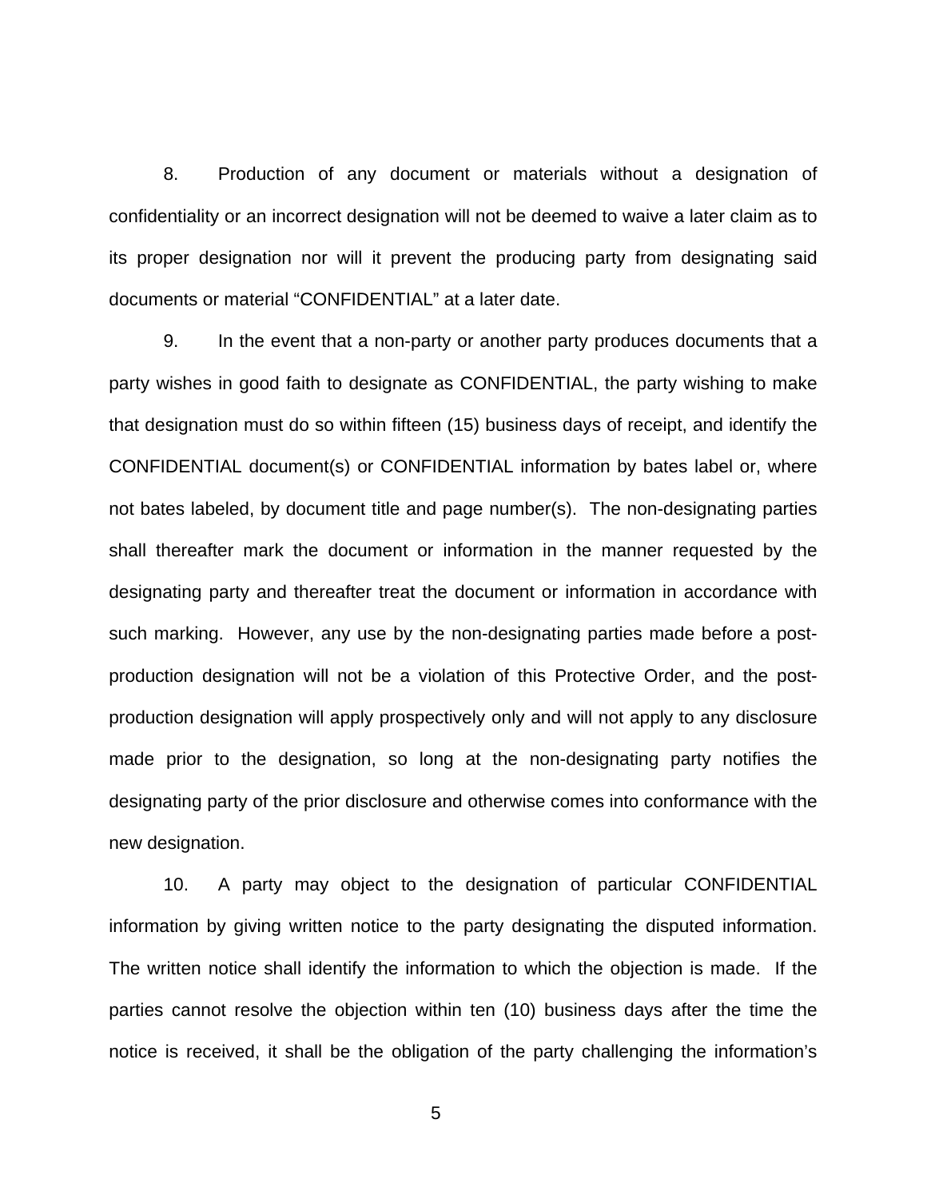8. Production of any document or materials without a designation of confidentiality or an incorrect designation will not be deemed to waive a later claim as to its proper designation nor will it prevent the producing party from designating said documents or material “CONFIDENTIAL” at a later date.

9. In the event that a non-party or another party produces documents that a party wishes in good faith to designate as CONFIDENTIAL, the party wishing to make that designation must do so within fifteen (15) business days of receipt, and identify the CONFIDENTIAL document(s) or CONFIDENTIAL information by bates label or, where not bates labeled, by document title and page number(s). The non-designating parties shall thereafter mark the document or information in the manner requested by the designating party and thereafter treat the document or information in accordance with such marking. However, any use by the non-designating parties made before a post-production designation will not be a violation of this Protective Order, and the post-production designation will apply prospectively only and will not apply to any disclosure made prior to the designation, so long at the non-designating party notifies the designating party of the prior disclosure and otherwise comes into conformance with the new designation.

10. A party may object to the designation of particular CONFIDENTIAL information by giving written notice to the party designating the disputed information. The written notice shall identify the information to which the objection is made. If the parties cannot resolve the objection within ten (10) business days after the time the notice is received, it shall be the obligation of the party challenging the information’s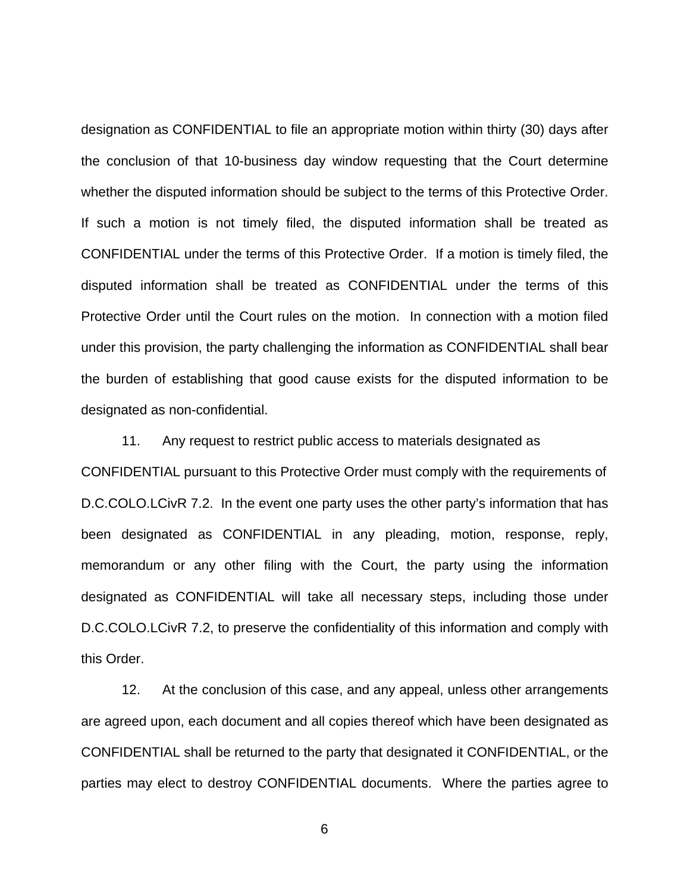designation as CONFIDENTIAL to file an appropriate motion within thirty (30) days after the conclusion of that 10-business day window requesting that the Court determine whether the disputed information should be subject to the terms of this Protective Order. If such a motion is not timely filed, the disputed information shall be treated as CONFIDENTIAL under the terms of this Protective Order. If a motion is timely filed, the disputed information shall be treated as CONFIDENTIAL under the terms of this Protective Order until the Court rules on the motion. In connection with a motion filed under this provision, the party challenging the information as CONFIDENTIAL shall bear the burden of establishing that good cause exists for the disputed information to be designated as non-confidential.

11. Any request to restrict public access to materials designated as CONFIDENTIAL pursuant to this Protective Order must comply with the requirements of D.C.COLO.LCivR 7.2. In the event one party uses the other party's information that has been designated as CONFIDENTIAL in any pleading, motion, response, reply, memorandum or any other filing with the Court, the party using the information designated as CONFIDENTIAL will take all necessary steps, including those under D.C.COLO.LCivR 7.2, to preserve the confidentiality of this information and comply with this Order.

12. At the conclusion of this case, and any appeal, unless other arrangements are agreed upon, each document and all copies thereof which have been designated as CONFIDENTIAL shall be returned to the party that designated it CONFIDENTIAL, or the parties may elect to destroy CONFIDENTIAL documents. Where the parties agree to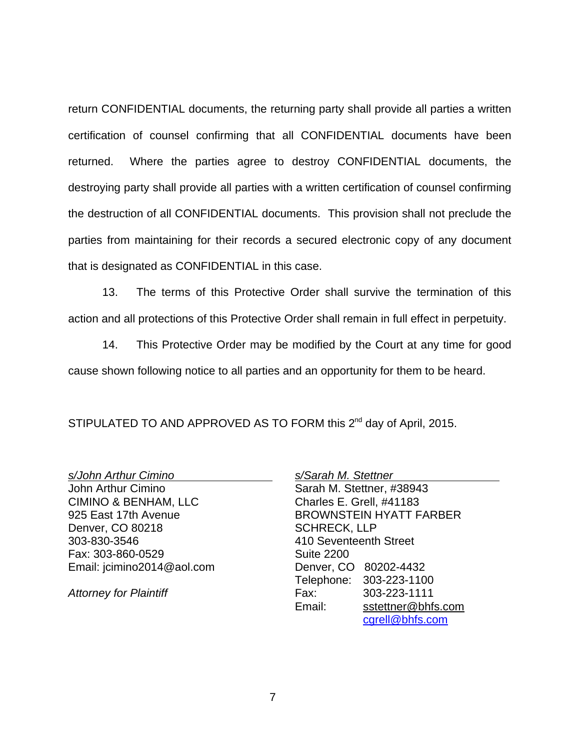return CONFIDENTIAL documents, the returning party shall provide all parties a written certification of counsel confirming that all CONFIDENTIAL documents have been returned. Where the parties agree to destroy CONFIDENTIAL documents, the destroying party shall provide all parties with a written certification of counsel confirming the destruction of all CONFIDENTIAL documents. This provision shall not preclude the parties from maintaining for their records a secured electronic copy of any document that is designated as CONFIDENTIAL in this case.

13. The terms of this Protective Order shall survive the termination of this action and all protections of this Protective Order shall remain in full effect in perpetuity.

14. This Protective Order may be modified by the Court at any time for good cause shown following notice to all parties and an opportunity for them to be heard.

STIPULATED TO AND APPROVED AS TO FORM this 2nd day of April, 2015.

*s/John Arthur Cimino*
John Arthur Cimino
CIMINO & BENHAM, LLC
925 East 17th Avenue
Denver, CO 80218
303-830-3546
Fax: 303-860-0529
Email: jcimino2014@aol.com

*Attorney for Plaintiff*

*s/Sarah M. Stettner*
Sarah M. Stettner, #38943
Charles E. Grell, #41183
BROWNSTEIN HYATT FARBER SCHRECK, LLP
410 Seventeenth Street
Suite 2200
Denver, CO 80202-4432
Telephone: 303-223-1100
Fax: 303-223-1111
Email: sstettner@bhfs.com
cgrell@bhfs.com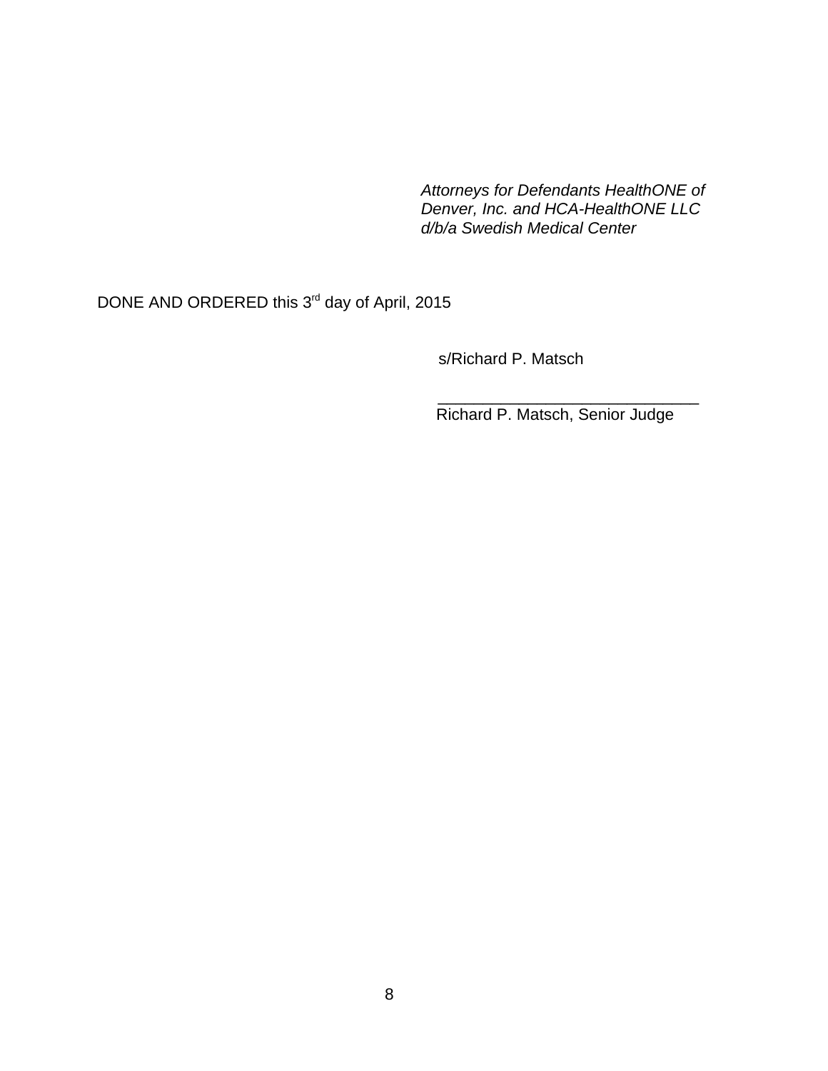*Attorneys for Defendants HealthONE of Denver, Inc. and HCA-HealthONE LLC d/b/a Swedish Medical Center*

DONE AND ORDERED this 3rd day of April, 2015

s/Richard P. Matsch

______________________________
Richard P. Matsch, Senior Judge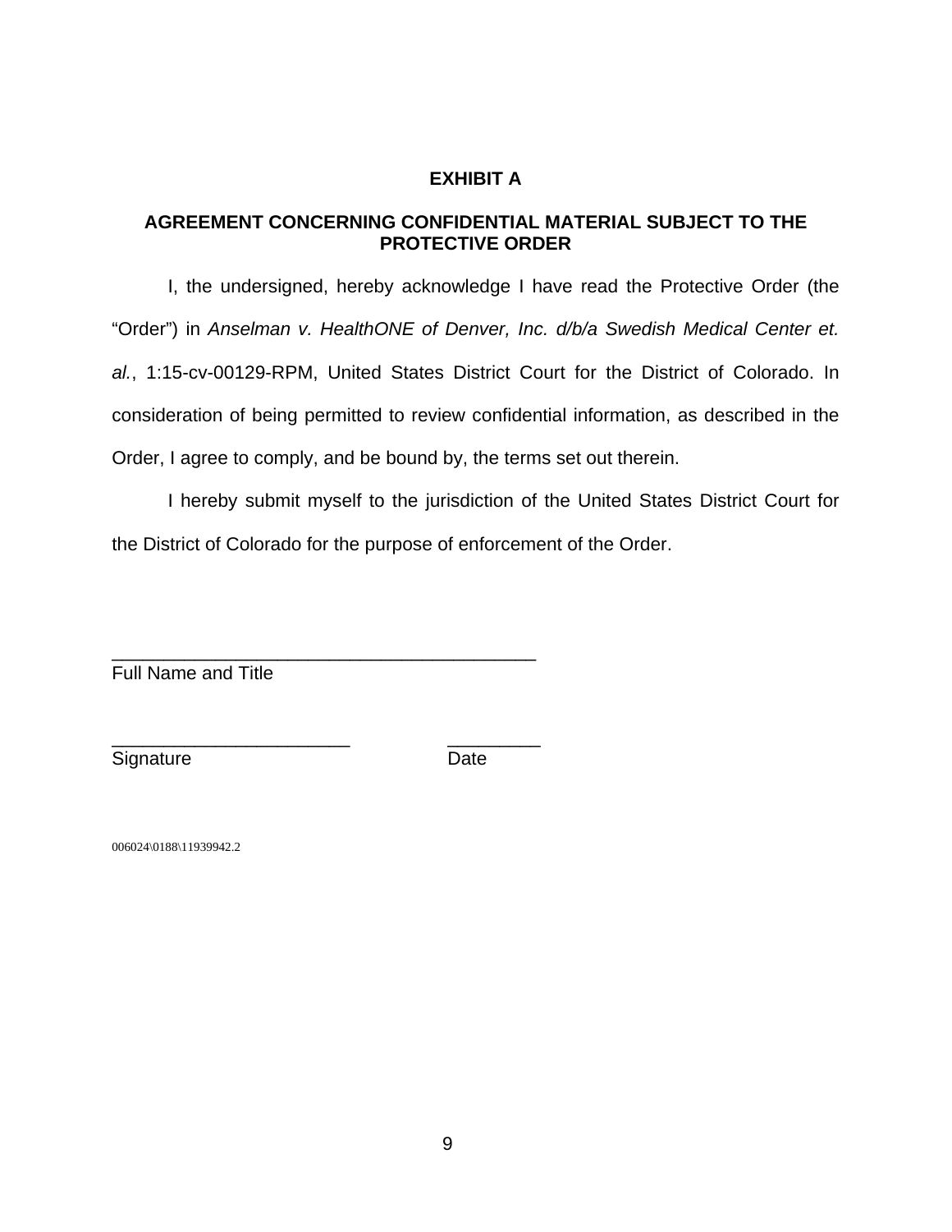# EXHIBIT A

## AGREEMENT CONCERNING CONFIDENTIAL MATERIAL SUBJECT TO THE PROTECTIVE ORDER

I, the undersigned, hereby acknowledge I have read the Protective Order (the "Order") in *Anselman v. HealthONE of Denver, Inc. d/b/a Swedish Medical Center et. al.*, 1:15-cv-00129-RPM, United States District Court for the District of Colorado. In consideration of being permitted to review confidential information, as described in the Order, I agree to comply, and be bound by, the terms set out therein.

I hereby submit myself to the jurisdiction of the United States District Court for the District of Colorado for the purpose of enforcement of the Order.

___________________________________________
Full Name and Title

________________________ _________
Signature Date

006024\0188\11939942.2